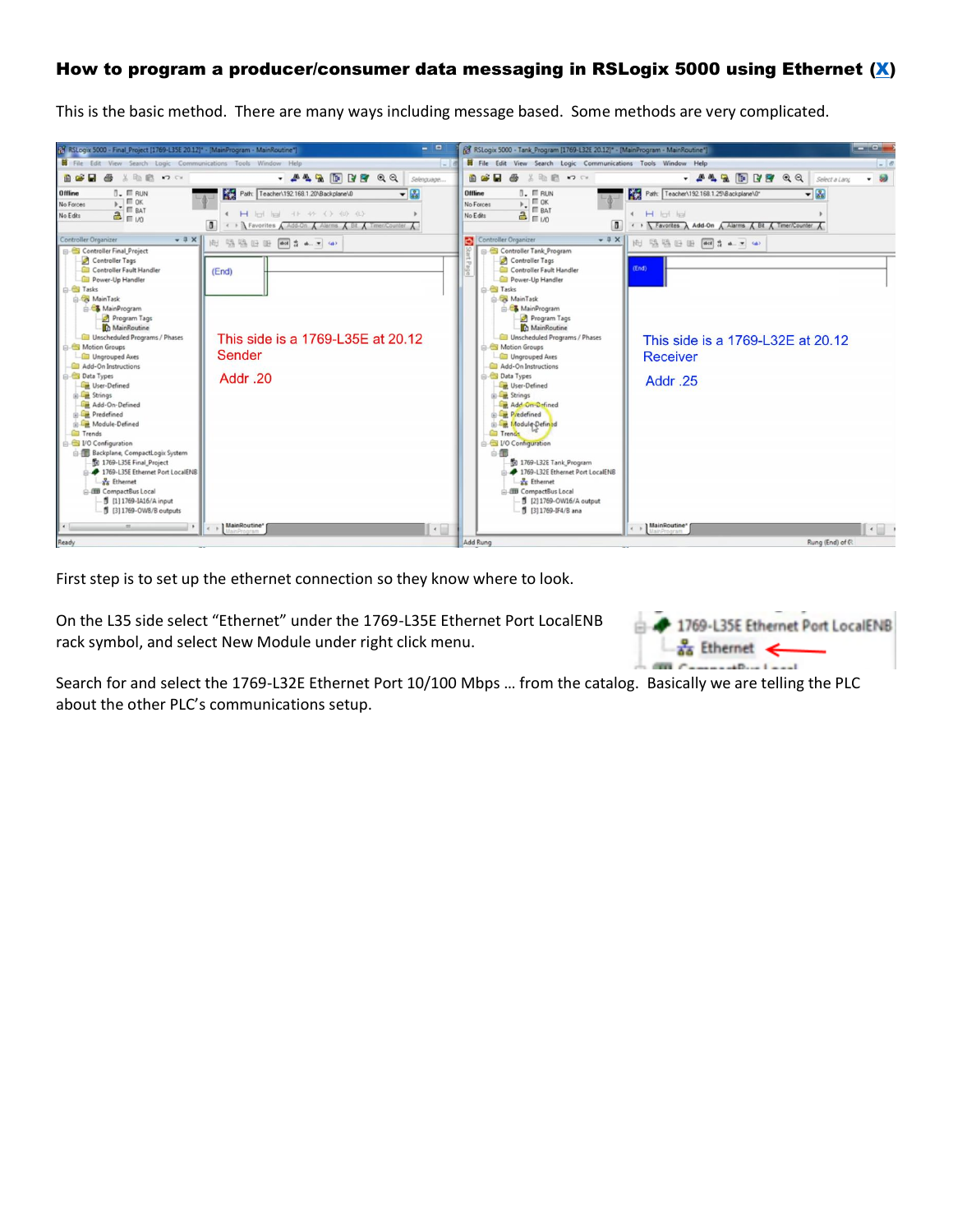**How to program a producer/consumer data messaging in RSLogix 5000 using Ethernet (X)**

This is the basic method. There are many ways including message based. Some methods are very complicated.

First step is to set up the ethernet connection so they know where to look.

On the L35 side select "Ethernet" under the 1769-L35E Ethernet Port LocalENB rack symbol, and select New Module under right click menu.

Search for and select the 1769-L32E Ethernet Port 10/100 Mbps … from the catalog. Basically we are telling the PLC about the other PLC's communications setup.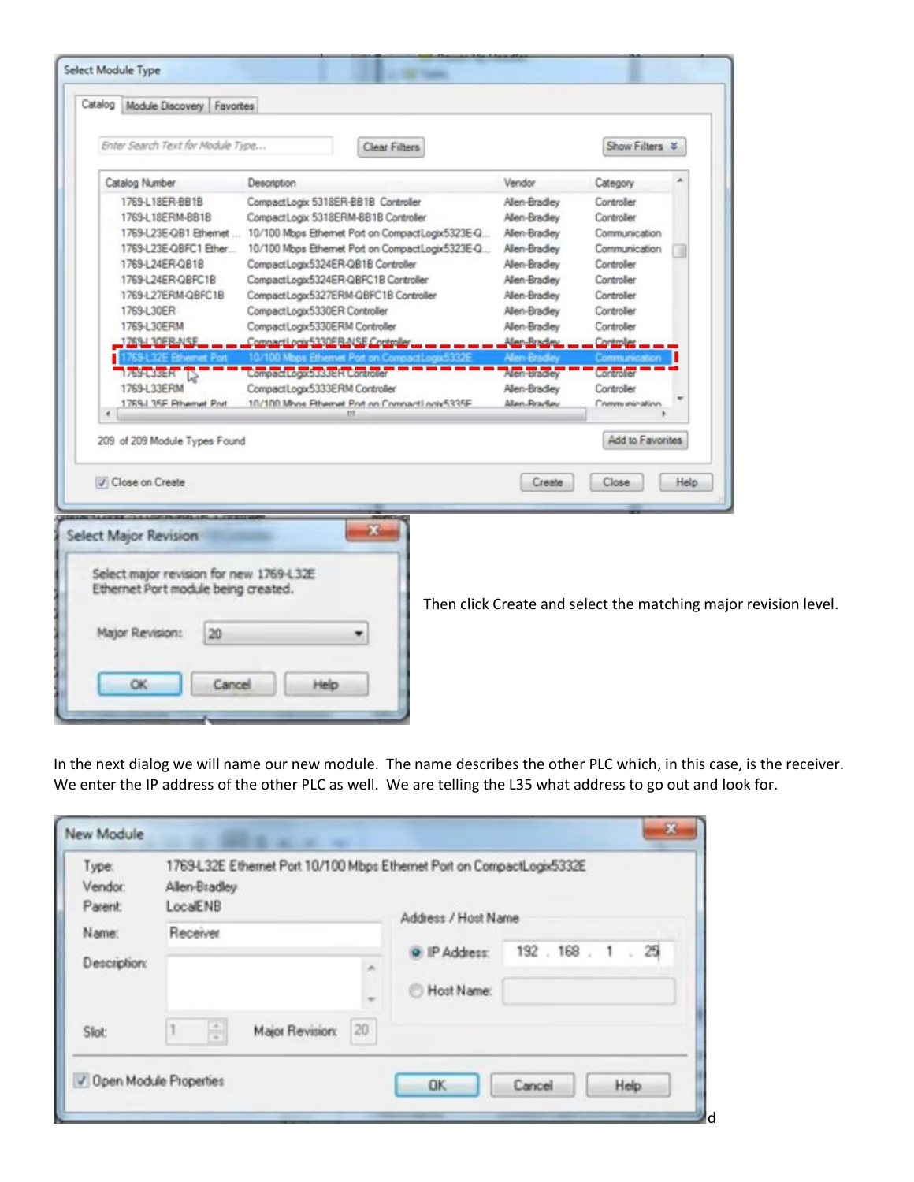Then click Create and select the matching major revision level.

In the next dialog we will name our new module. The name describes the other PLC which, in this case, is the receiver. We enter the IP address of the other PLC as well. We are telling the L35 what address to go out and look for.

d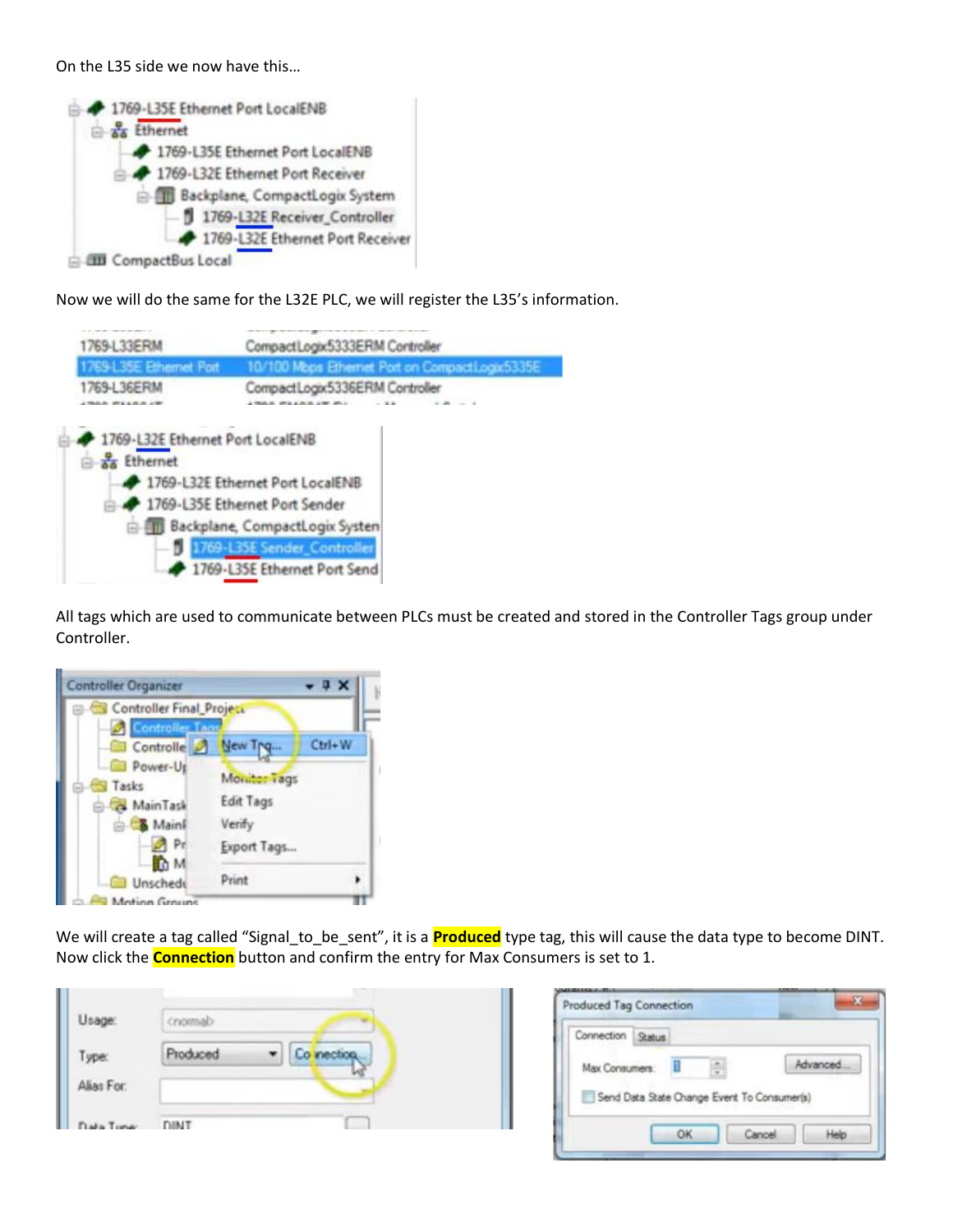On the L35 side we now have this…

Now we will do the same for the L32E PLC, we will register the L35's information.

All tags which are used to communicate between PLCs must be created and stored in the Controller Tags group under Controller.

We will create a tag called "Signal_to_be_sent", it is a **Produced** type tag, this will cause the data type to become DINT. Now click the **Connection** button and confirm the entry for Max Consumers is set to 1.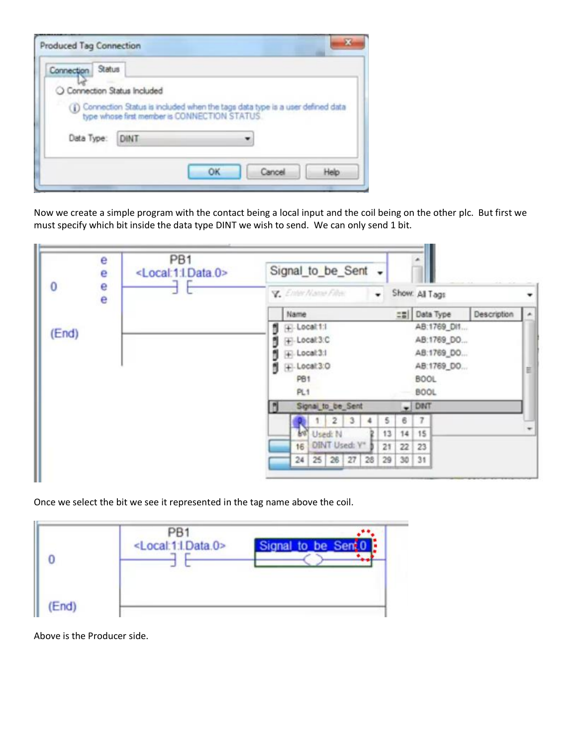Now we create a simple program with the contact being a local input and the coil being on the other plc. But first we must specify which bit inside the data type DINT we wish to send. We can only send 1 bit.

Once we select the bit we see it represented in the tag name above the coil.

Above is the Producer side.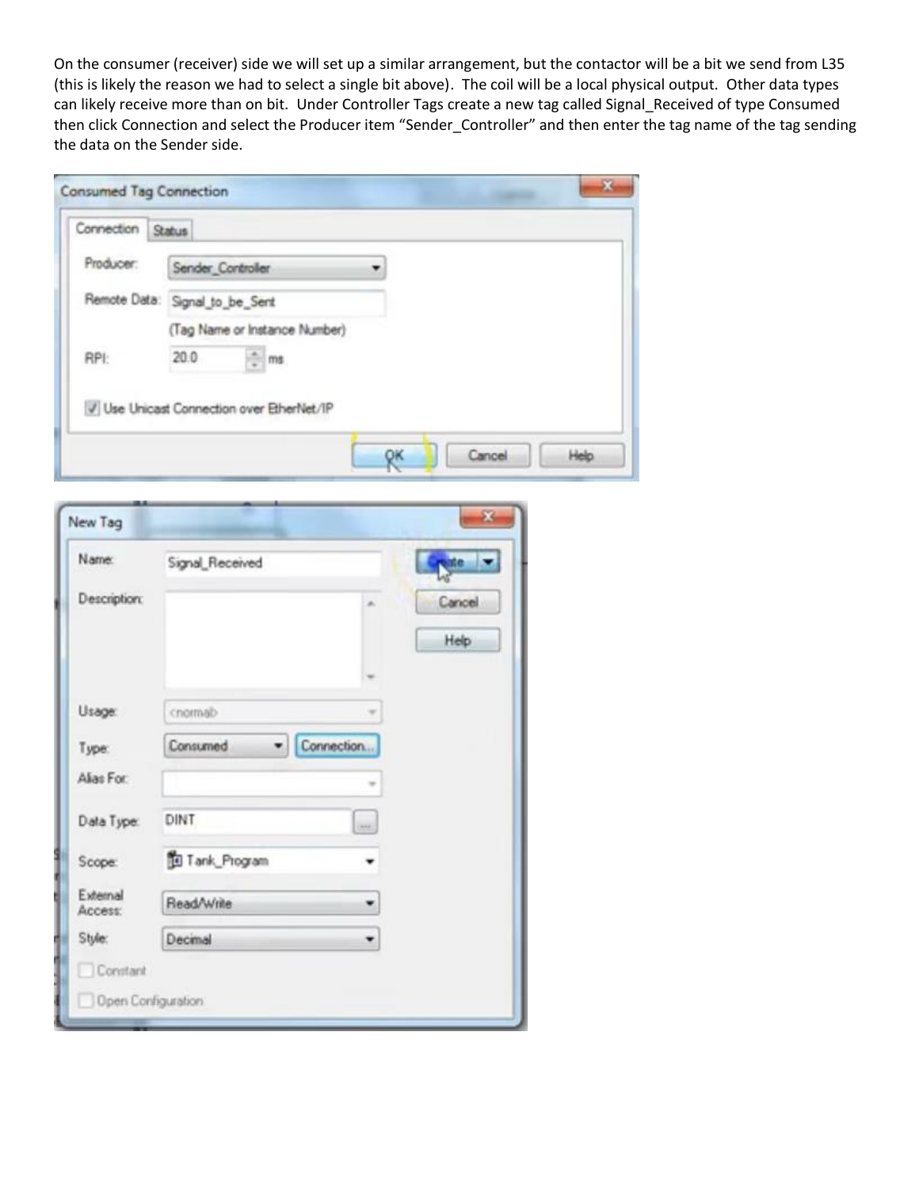On the consumer (receiver) side we will set up a similar arrangement, but the contactor will be a bit we send from L35 (this is likely the reason we had to select a single bit above). The coil will be a local physical output. Other data types can likely receive more than on bit. Under Controller Tags create a new tag called Signal_Received of type Consumed then click Connection and select the Producer item "Sender_Controller" and then enter the tag name of the tag sending the data on the Sender side.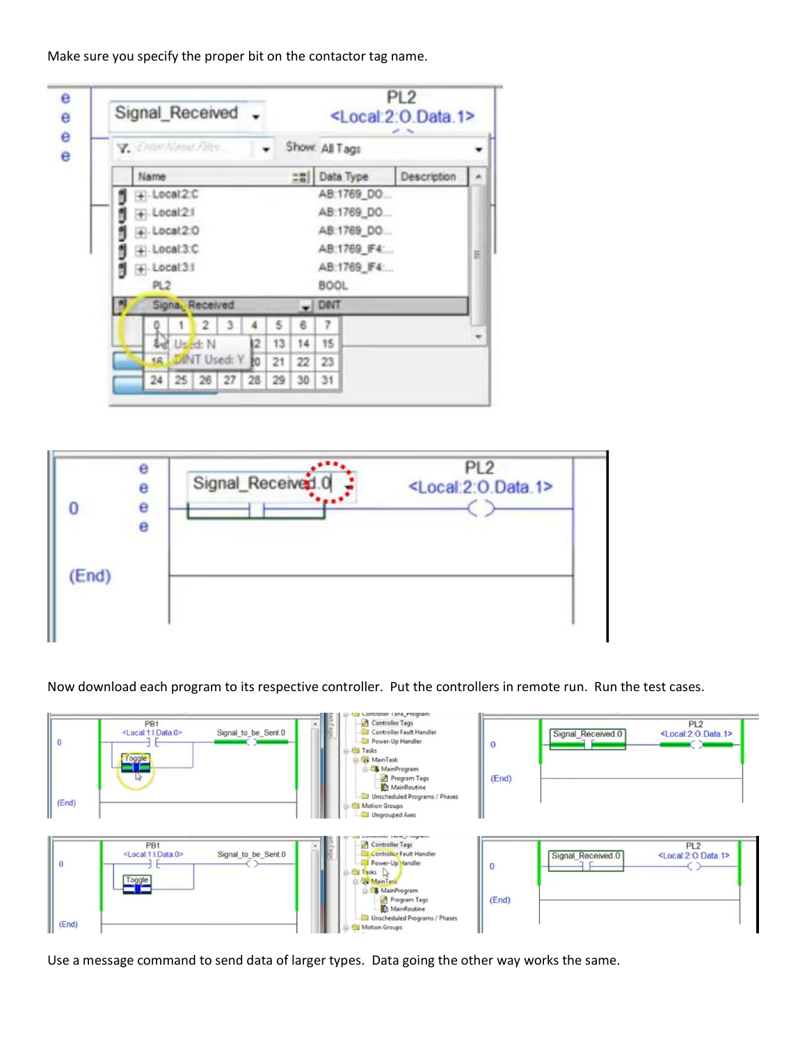Make sure you specify the proper bit on the contactor tag name.

Now download each program to its respective controller. Put the controllers in remote run. Run the test cases.

Use a message command to send data of larger types. Data going the other way works the same.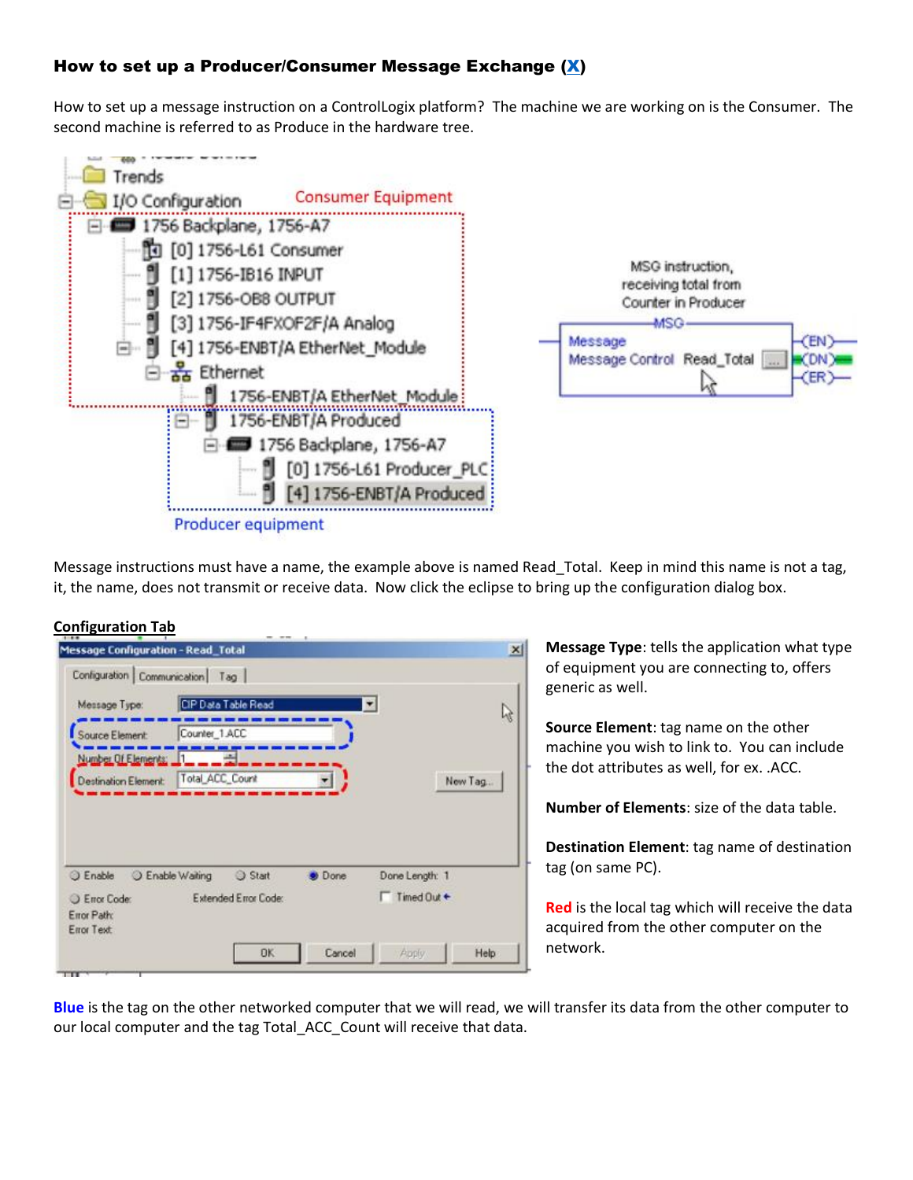### How to set up a Producer/Consumer Message Exchange (X)

How to set up a message instruction on a ControlLogix platform? The machine we are working on is the Consumer. The second machine is referred to as Produce in the hardware tree.

Message instructions must have a name, the example above is named Read_Total. Keep in mind this name is not a tag, it, the name, does not transmit or receive data. Now click the eclipse to bring up the configuration dialog box.

**Configuration Tab**

**Message Type**: tells the application what type of equipment you are connecting to, offers generic as well.

**Source Element**: tag name on the other machine you wish to link to. You can include the dot attributes as well, for ex. .ACC.

**Number of Elements**: size of the data table.

**Destination Element**: tag name of destination tag (on same PC).

**Red** is the local tag which will receive the data acquired from the other computer on the network.

**Blue** is the tag on the other networked computer that we will read, we will transfer its data from the other computer to our local computer and the tag Total_ACC_Count will receive that data.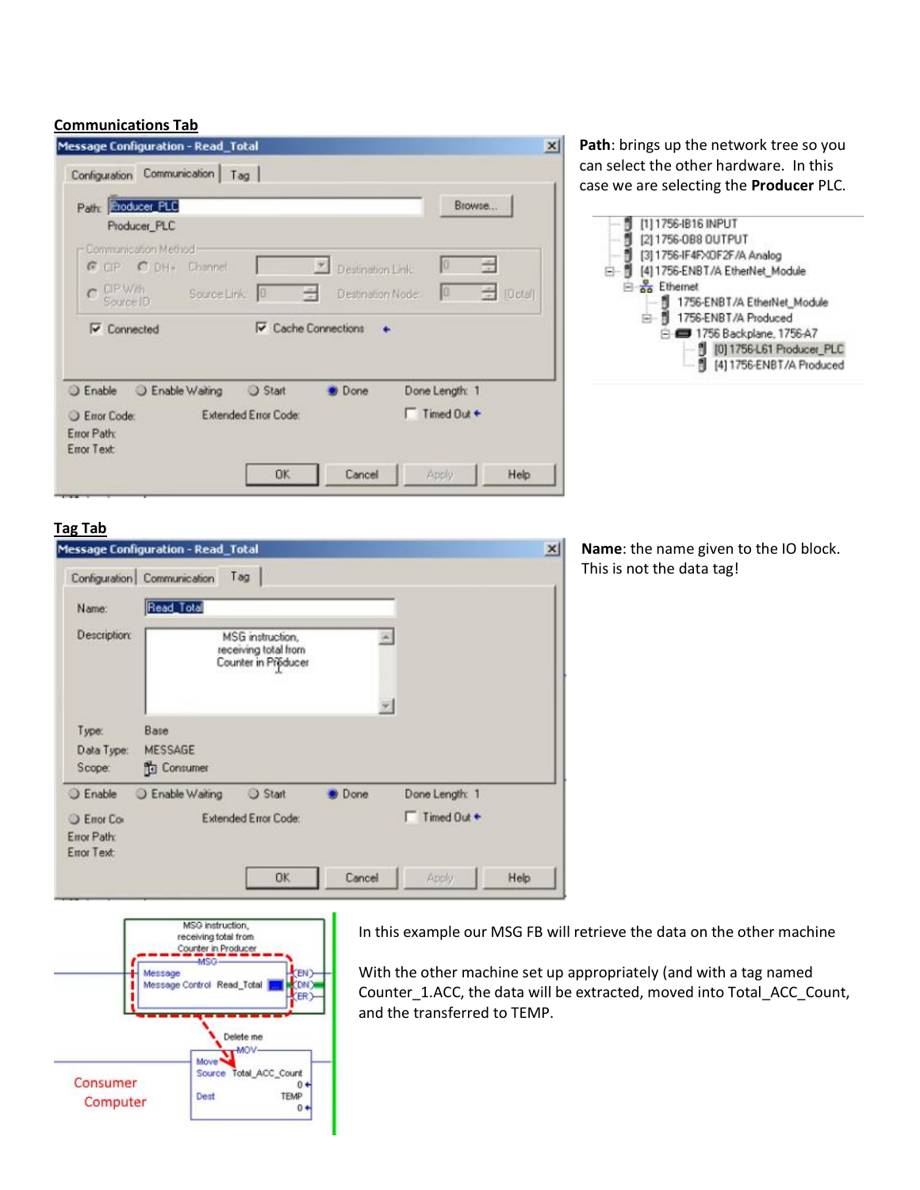**Communications Tab**

**Path**: brings up the network tree so you can select the other hardware. In this case we are selecting the **Producer** PLC.

**Tag Tab**

**Name**: the name given to the IO block. This is not the data tag!

In this example our MSG FB will retrieve the data on the other machine

With the other machine set up appropriately (and with a tag named Counter_1.ACC, the data will be extracted, moved into Total_ACC_Count, and the transferred to TEMP.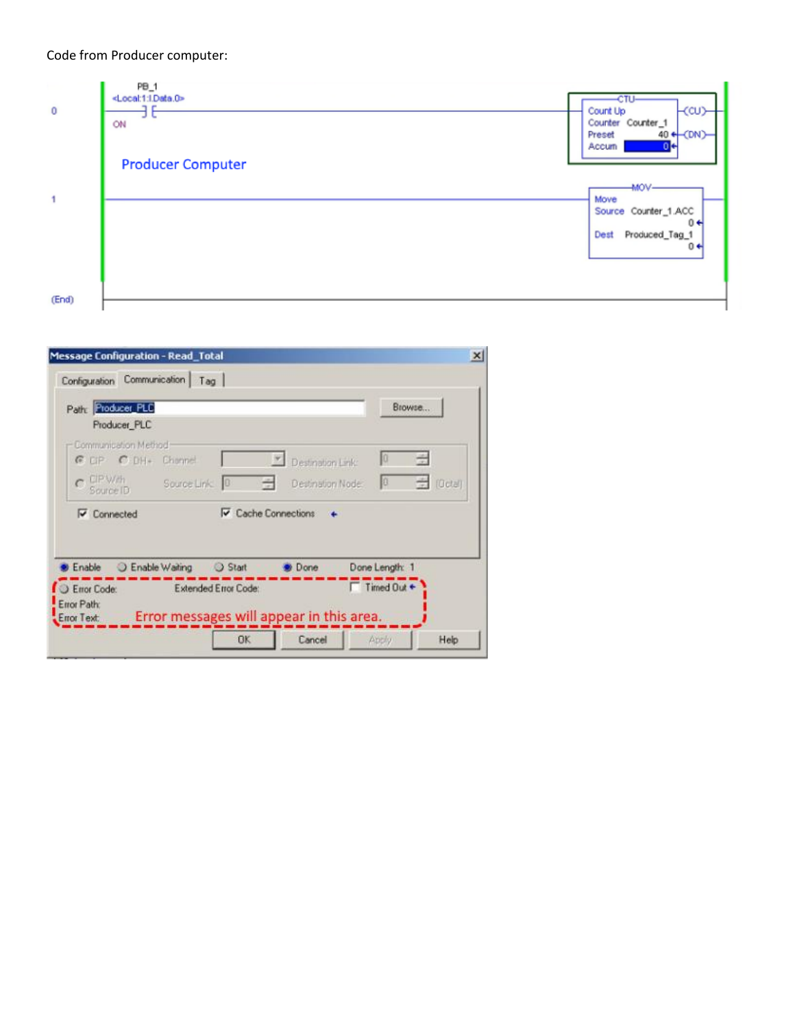Code from Producer computer:

0
PB_1
<Local:1:I.Data.0>
ON

CTU
Count Up
Counter Counter_1
Preset 40
Accum 0
(CU)
(DN)

Producer Computer

1
MOV
Move
Source Counter_1.ACC
0
Dest Produced_Tag_1
0

(End)

Message Configuration - Read_Total

Configuration | Communication | Tag

Path: Producer_PLC
Producer_PLC
Browse...

Communication Method
CIP
DH+
Channel:
Destination Link: 0
CIP With Source ID
Source Link: 0
Destination Node: 0 (Octal)

Connected
Cache Connections

Enable
Enable Waiting
Start
Done
Done Length: 1

Error Code:
Extended Error Code:
Timed Out
Error Path:
Error Text:
Error messages will appear in this area.

OK
Cancel
Apply
Help